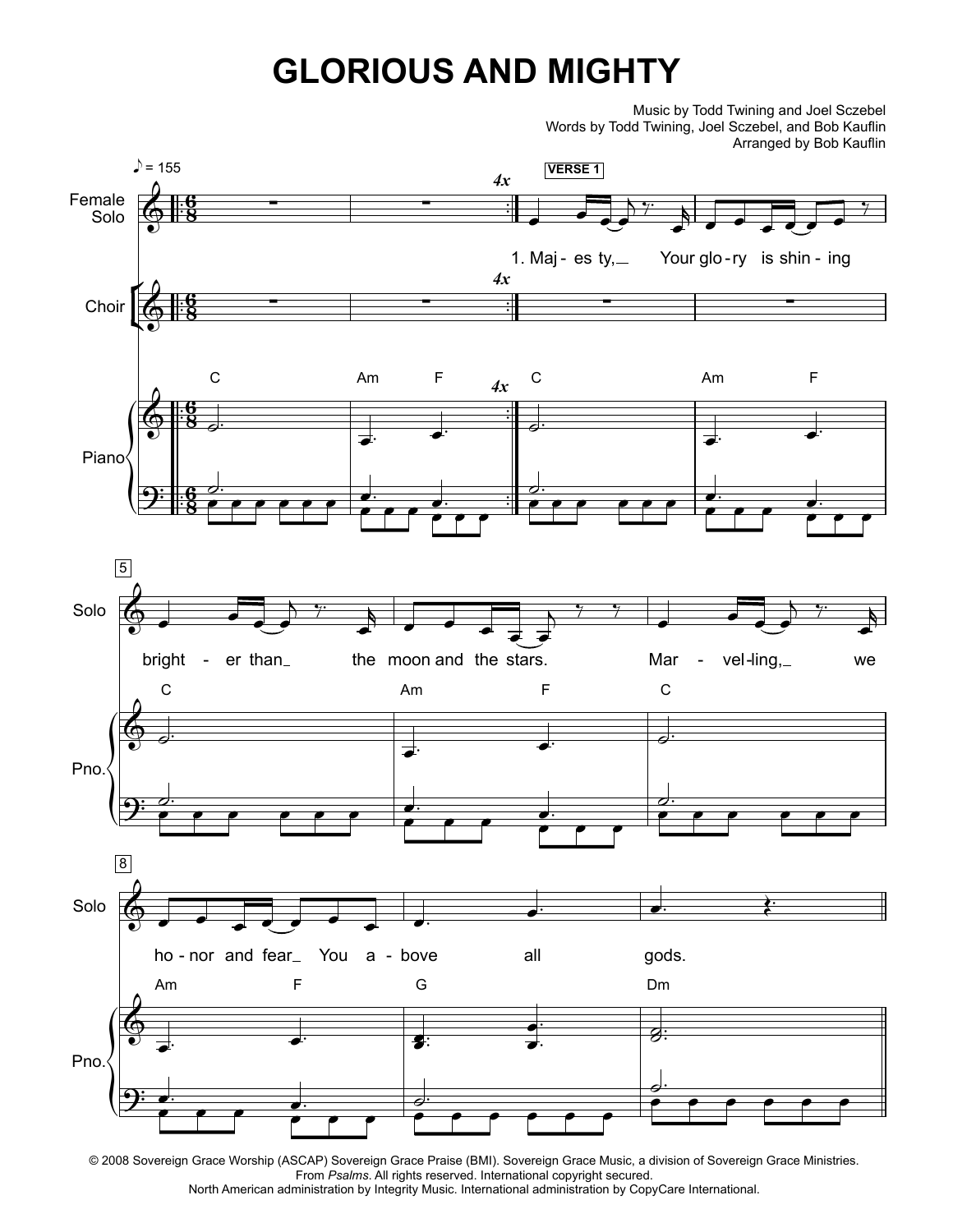# GLORIOUS AND MIGHTY

Music by Todd Twining and Joel Sczebel
Words by Todd Twining, Joel Sczebel, and Bob Kauflin
Arranged by Bob Kauflin

© 2008 Sovereign Grace Worship (ASCAP) Sovereign Grace Praise (BMI). Sovereign Grace Music, a division of Sovereign Grace Ministries.
From *Psalms*. All rights reserved. International copyright secured.
North American administration by Integrity Music. International administration by CopyCare International.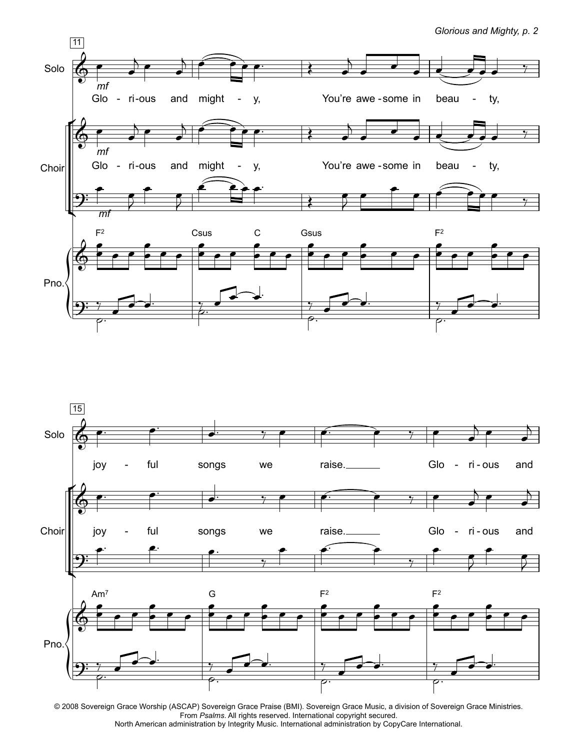11

Glo - ri-ous and might - y, You're awe-some in beau - ty,

F² Csus C Gsus F²

15

joy - ful songs we raise. Glo - ri-ous and

Am⁷ G F² F²

© 2008 Sovereign Grace Worship (ASCAP) Sovereign Grace Praise (BMI). Sovereign Grace Music, a division of Sovereign Grace Ministries. From *Psalms*. All rights reserved. International copyright secured. North American administration by Integrity Music. International administration by CopyCare International.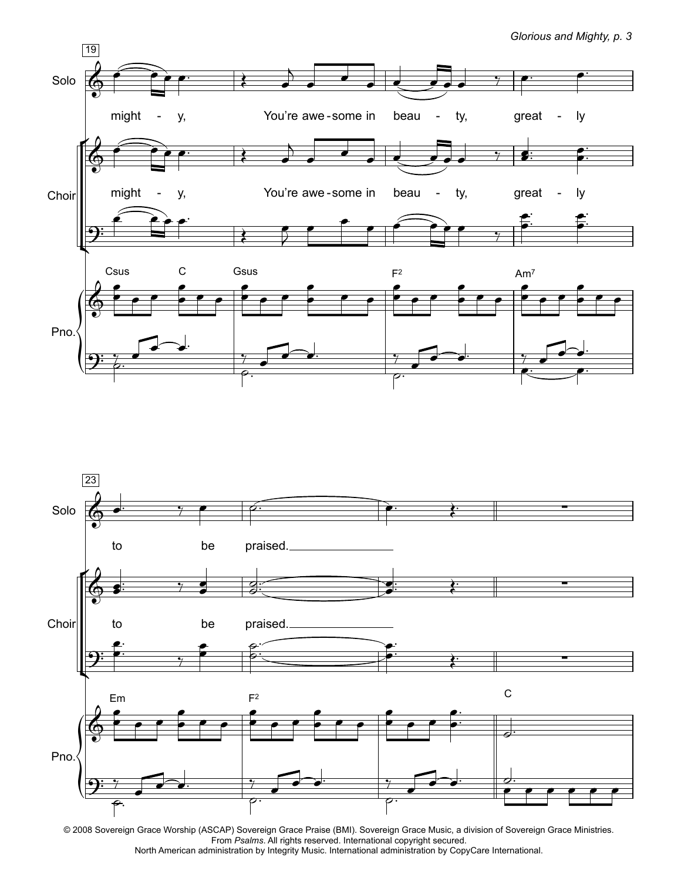19

Solo

might - y, You're awe - some in beau - ty, great - ly

Choir

might - y, You're awe - some in beau - ty, great - ly

Csus C Gsus F2 Am7

Pno.

23

Solo

to be praised.

Choir

to be praised.

Em F2 C

Pno.

© 2008 Sovereign Grace Worship (ASCAP) Sovereign Grace Praise (BMI). Sovereign Grace Music, a division of Sovereign Grace Ministries.
From *Psalms*. All rights reserved. International copyright secured.
North American administration by Integrity Music. International administration by CopyCare International.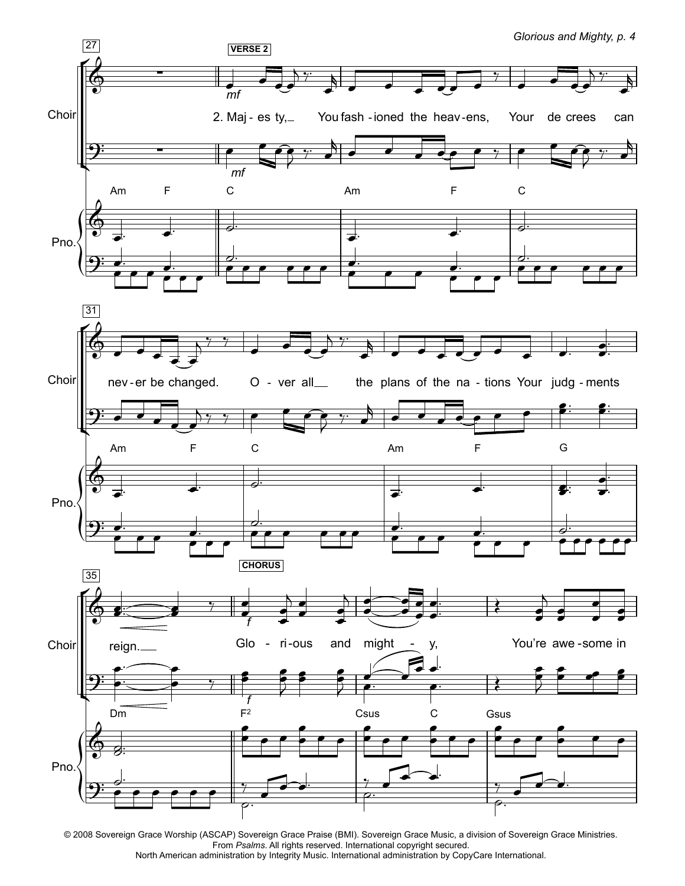VERSE 2

2. Majesty, You fashioned the heavens, Your decrees can never be changed. Over all the plans of the nations Your judgments reign.

CHORUS

Glorious and mighty, You're awesome in

© 2008 Sovereign Grace Worship (ASCAP) Sovereign Grace Praise (BMI). Sovereign Grace Music, a division of Sovereign Grace Ministries. From *Psalms*. All rights reserved. International copyright secured.
North American administration by Integrity Music. International administration by CopyCare International.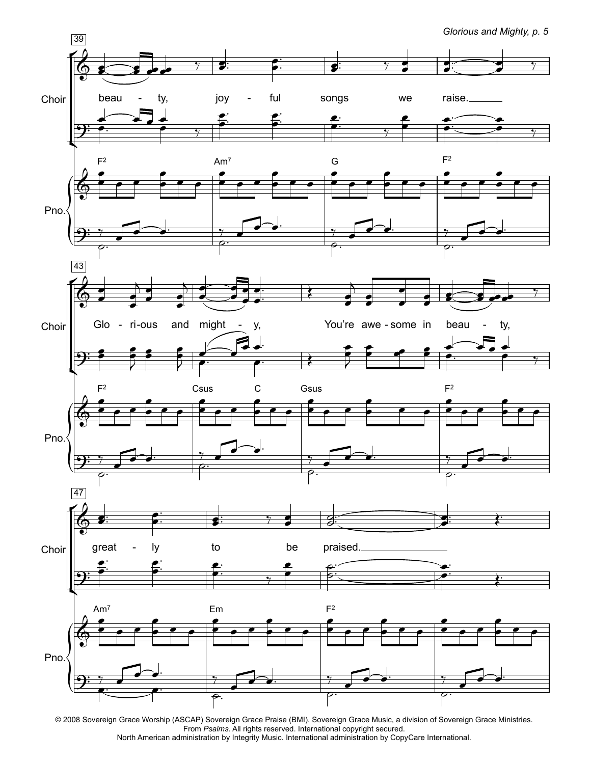39

Choir

beau - ty, joy - ful songs we raise.

F2 Am7 G F2

Pno.

43

Glo - ri-ous and might - y, You're awe - some in beau - ty,

F2 Csus C Gsus F2

47

great - ly to be praised.

Am7 Em F2

© 2008 Sovereign Grace Worship (ASCAP) Sovereign Grace Praise (BMI). Sovereign Grace Music, a division of Sovereign Grace Ministries.
From *Psalms*. All rights reserved. International copyright secured.
North American administration by Integrity Music. International administration by CopyCare International.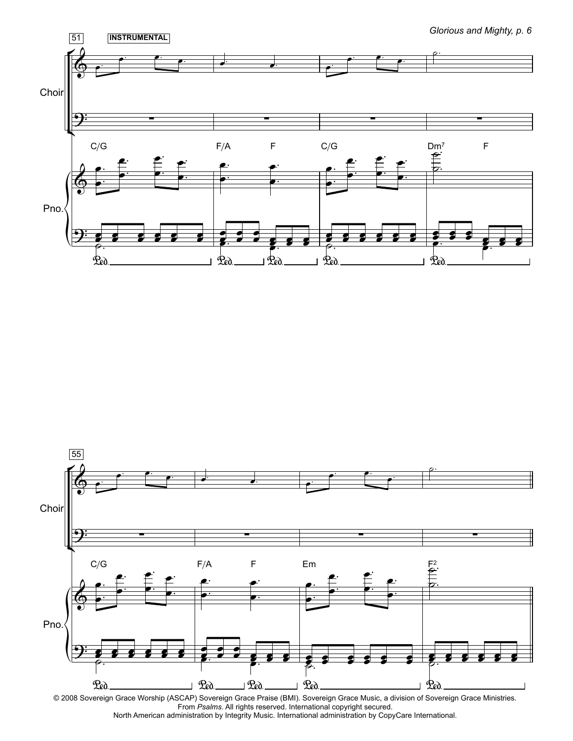51 INSTRUMENTAL

Choir

C/G F/A F C/G Dm7 F

Pno.

55

Choir

C/G F/A F Em F2

Pno.

© 2008 Sovereign Grace Worship (ASCAP) Sovereign Grace Praise (BMI). Sovereign Grace Music, a division of Sovereign Grace Ministries. From *Psalms*. All rights reserved. International copyright secured. North American administration by Integrity Music. International administration by CopyCare International.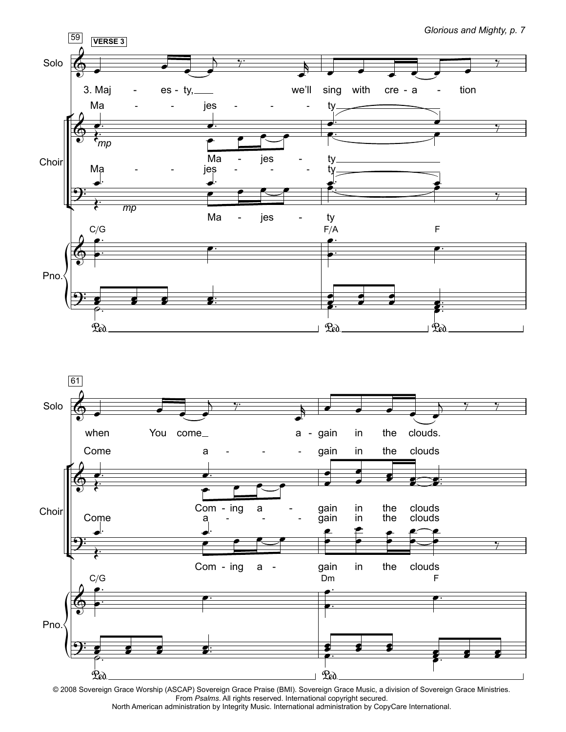59 VERSE 3

Solo: 3. Maj - es - ty, we'll sing with cre - a - tion

Choir: Ma - jes - ty
Ma - jes - ty

*mp*

C/G F/A F

61

Solo: when You come a - gain in the clouds.

Choir: Come a - gain in the clouds
Com - ing a - gain in the clouds

C/G Dm F

© 2008 Sovereign Grace Worship (ASCAP) Sovereign Grace Praise (BMI). Sovereign Grace Music, a division of Sovereign Grace Ministries.
From *Psalms*. All rights reserved. International copyright secured.
North American administration by Integrity Music. International administration by CopyCare International.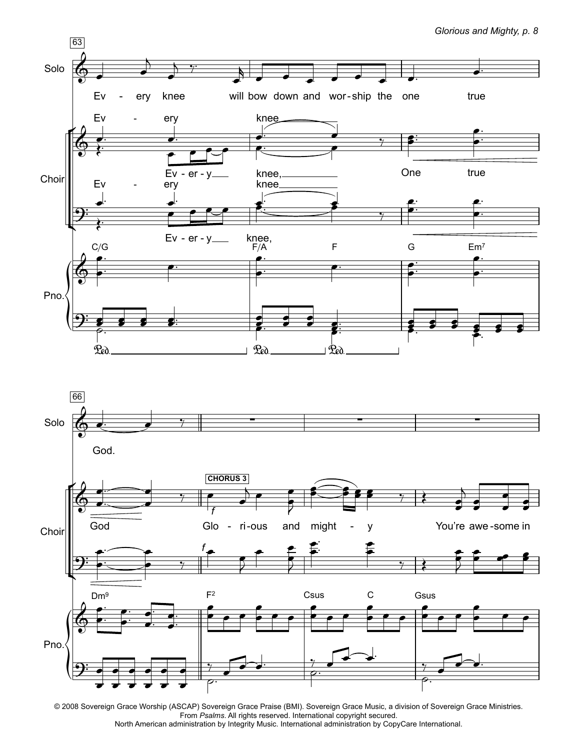63

Solo: Ev - ery knee will bow down and wor-ship the one true

Choir: Ev - ery knee, Ev - er - y knee, One true

Ev - ery knee, Ev - er - y knee,

Pno.: C/G F/A F G Em7

66

Solo: God.

Choir: God

**CHORUS 3**

*f* Glo - ri - ous and might - y You're awe - some in

Pno.: Dm9 F2 Csus C Gsus

© 2008 Sovereign Grace Worship (ASCAP) Sovereign Grace Praise (BMI). Sovereign Grace Music, a division of Sovereign Grace Ministries. From *Psalms*. All rights reserved. International copyright secured. North American administration by Integrity Music. International administration by CopyCare International.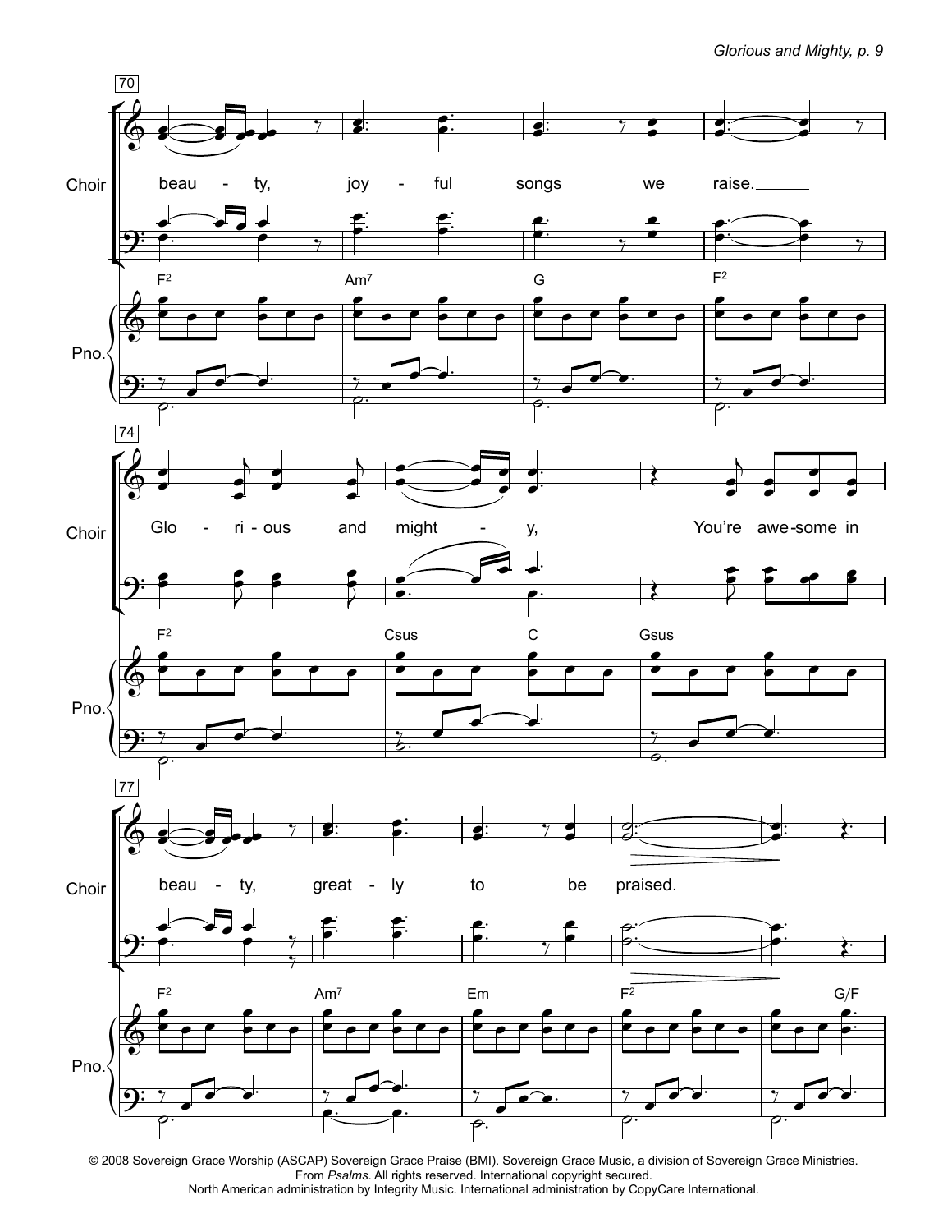70

Choir

beau - ty, joy - ful songs we raise.

Pno.

F2 Am7 G F2

74

Choir

Glo - ri - ous and might - y, You're awe-some in

Pno.

F2 Csus C Gsus

77

Choir

beau - ty, great - ly to be praised.

Pno.

F2 Am7 Em F2 G/F

© 2008 Sovereign Grace Worship (ASCAP) Sovereign Grace Praise (BMI). Sovereign Grace Music, a division of Sovereign Grace Ministries.
From *Psalms*. All rights reserved. International copyright secured.
North American administration by Integrity Music. International administration by CopyCare International.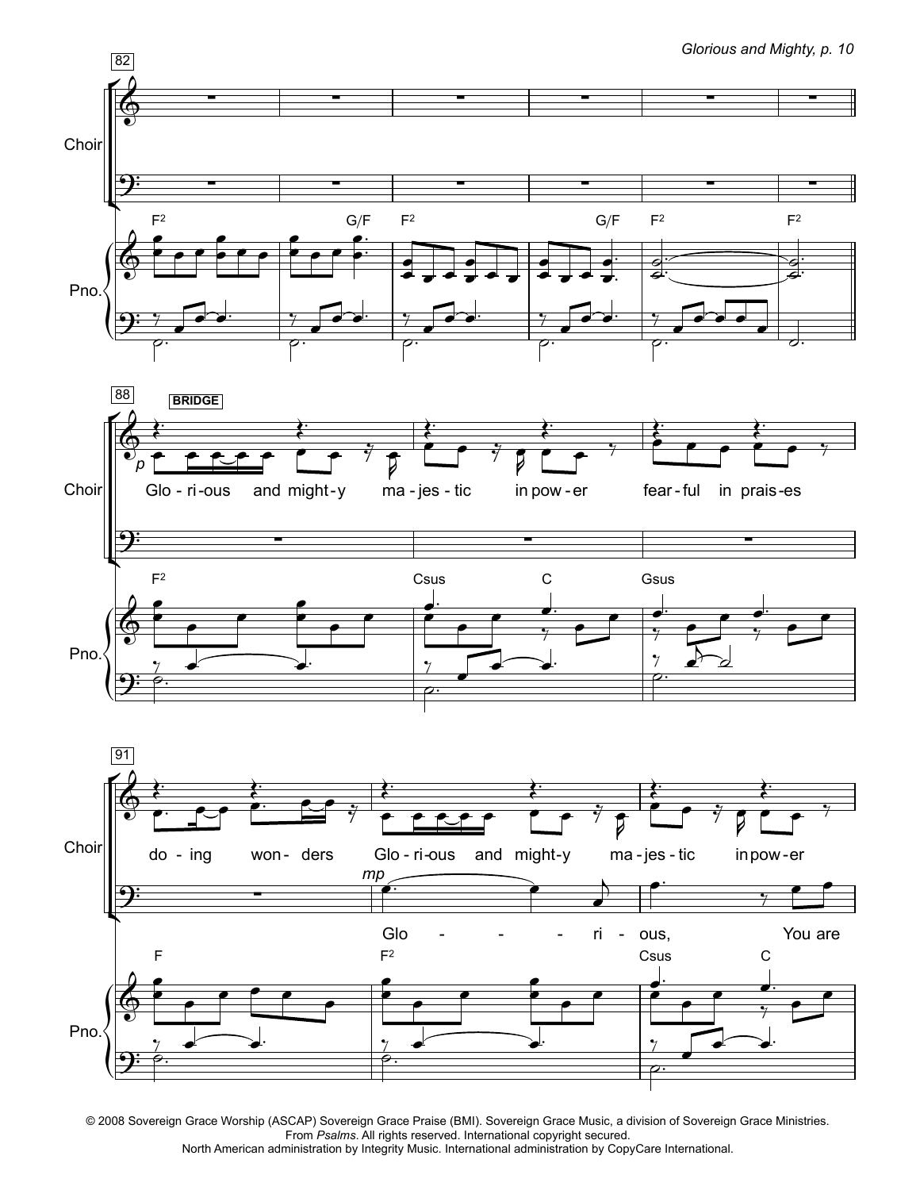**BRIDGE**

Glo - ri - ous and might - y ma - jes - tic in pow - er fear - ful in prais - es do - ing won - ders Glo - ri - ous and might - y ma - jes - tic in pow - er

Glo - - - - ri - ous, You are

© 2008 Sovereign Grace Worship (ASCAP) Sovereign Grace Praise (BMI). Sovereign Grace Music, a division of Sovereign Grace Ministries. From *Psalms*. All rights reserved. International copyright secured. North American administration by Integrity Music. International administration by CopyCare International.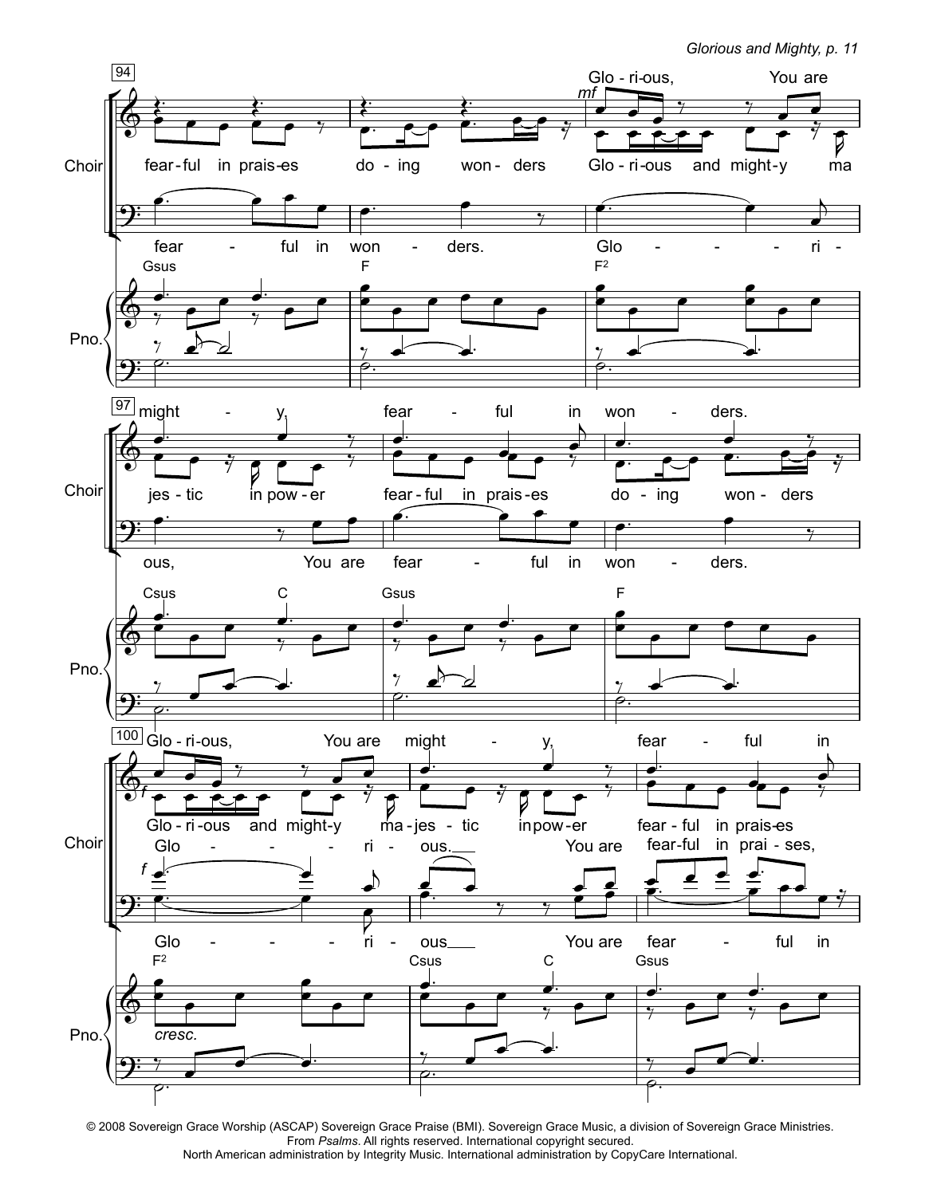**94**

Choir (upper staff): Glo - ri-ous, You are

Choir (upper staff, lower voice): fear-ful in prais-es do - ing won - ders Glo - ri-ous and might-y ma

Choir (lower staff): fear - ful in won - ders. Glo - - - - ri -

Pno.: Gsus F F²

*mf*

**97**

Choir (upper staff): might - y, fear - ful in won - ders.

Choir (upper staff, lower voice): jes - tic in pow - er fear - ful in prais - es do - ing won - ders

Choir (lower staff): ous, You are fear - ful in won - ders.

Pno.: Csus C Gsus F

**100**

Choir (upper staff): Glo - ri-ous, You are might - y, fear - ful in

Choir (upper staff, lower voice): Glo - ri-ous and might-y ma - jes - tic in pow - er fear - ful in prais-es

Choir (lower staff, upper voice): Glo - - - - ri - ous.___ You are fear-ful in prai - ses,

Choir (lower staff): Glo - - - - ri - ous___ You are fear - ful in

Pno.: F² Csus C Gsus

*f* *f* *cresc.*

© 2008 Sovereign Grace Worship (ASCAP) Sovereign Grace Praise (BMI). Sovereign Grace Music, a division of Sovereign Grace Ministries. From *Psalms*. All rights reserved. International copyright secured. North American administration by Integrity Music. International administration by CopyCare International.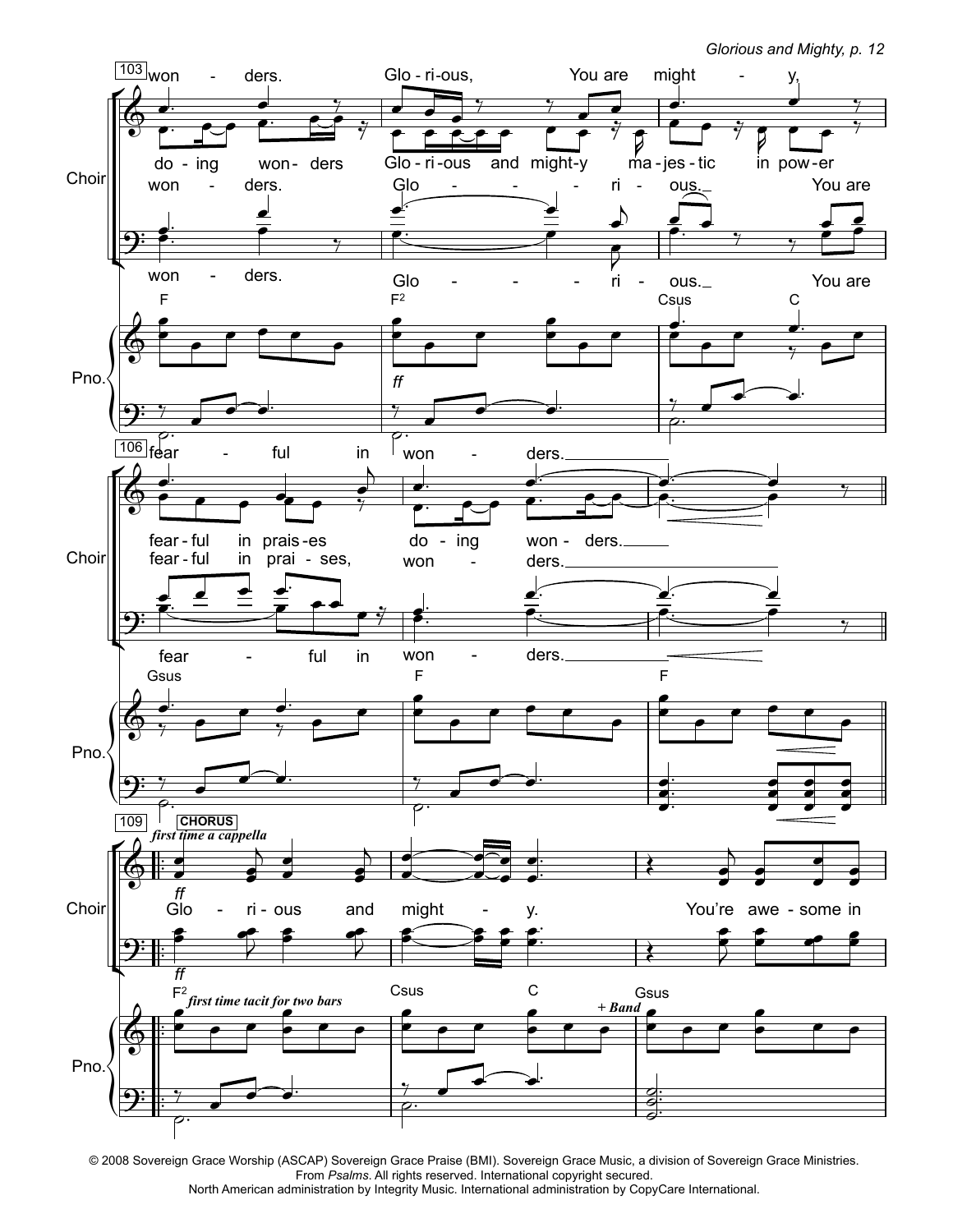© 2008 Sovereign Grace Worship (ASCAP) Sovereign Grace Praise (BMI). Sovereign Grace Music, a division of Sovereign Grace Ministries.
From *Psalms*. All rights reserved. International copyright secured.
North American administration by Integrity Music. International administration by CopyCare International.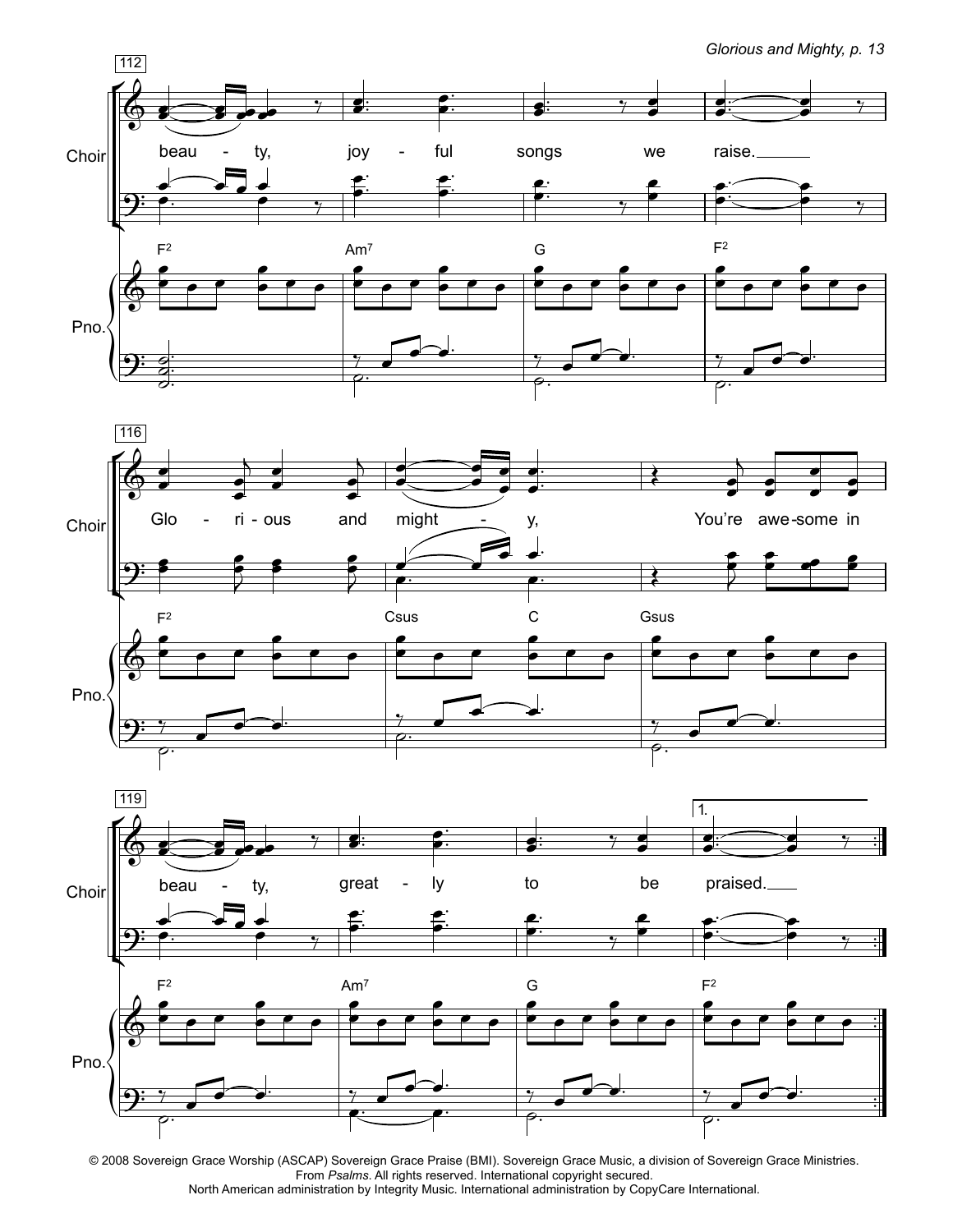Choir

Pno.

112

beau - ty, joy - ful songs we raise.

F2 Am7 G F2

116

Glo - ri - ous and might - y, You're awe-some in

F2 Csus C Gsus

119

beau - ty, great - ly to be praised.

1.

F2 Am7 G F2

© 2008 Sovereign Grace Worship (ASCAP) Sovereign Grace Praise (BMI). Sovereign Grace Music, a division of Sovereign Grace Ministries.
From *Psalms*. All rights reserved. International copyright secured.
North American administration by Integrity Music. International administration by CopyCare International.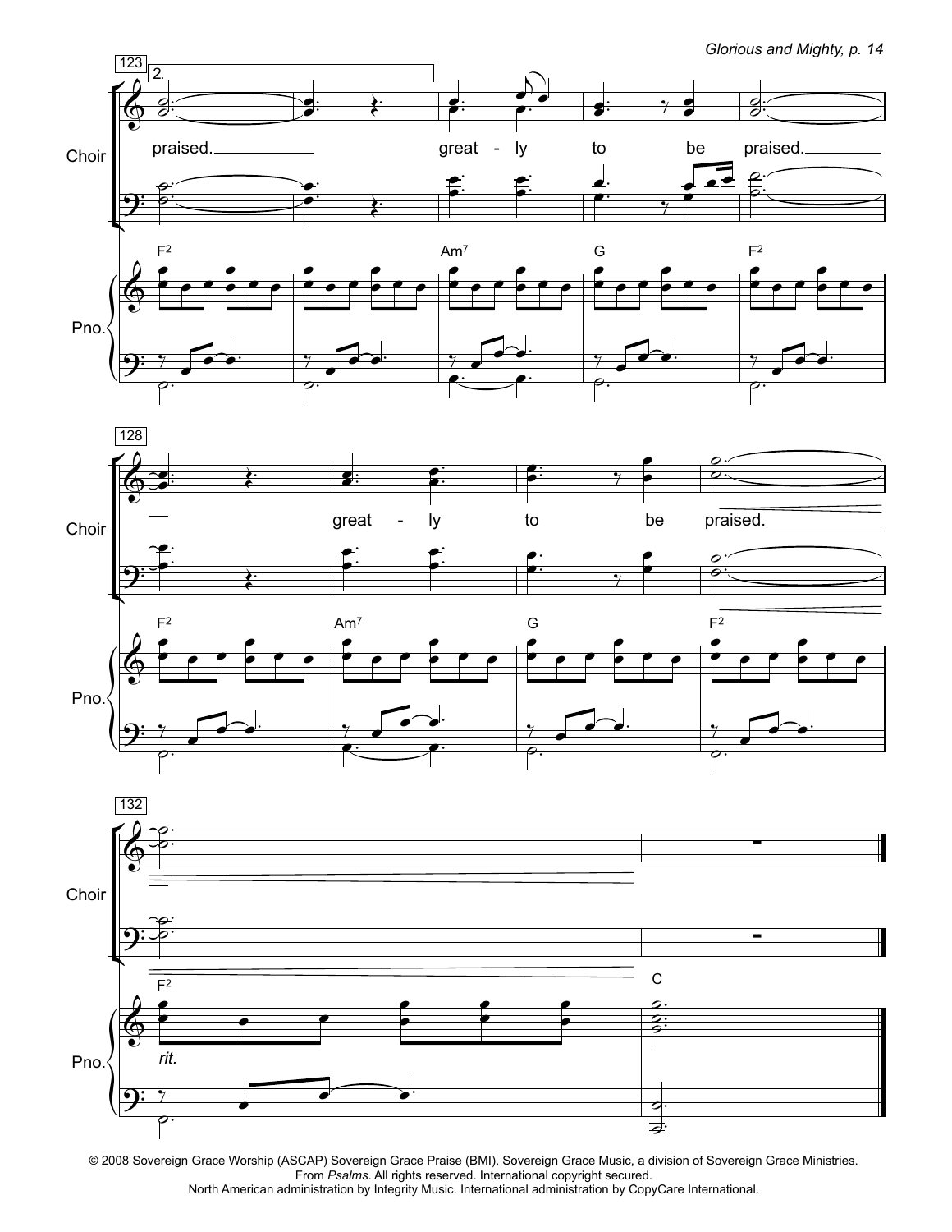© 2008 Sovereign Grace Worship (ASCAP) Sovereign Grace Praise (BMI). Sovereign Grace Music, a division of Sovereign Grace Ministries. From *Psalms*. All rights reserved. International copyright secured. North American administration by Integrity Music. International administration by CopyCare International.